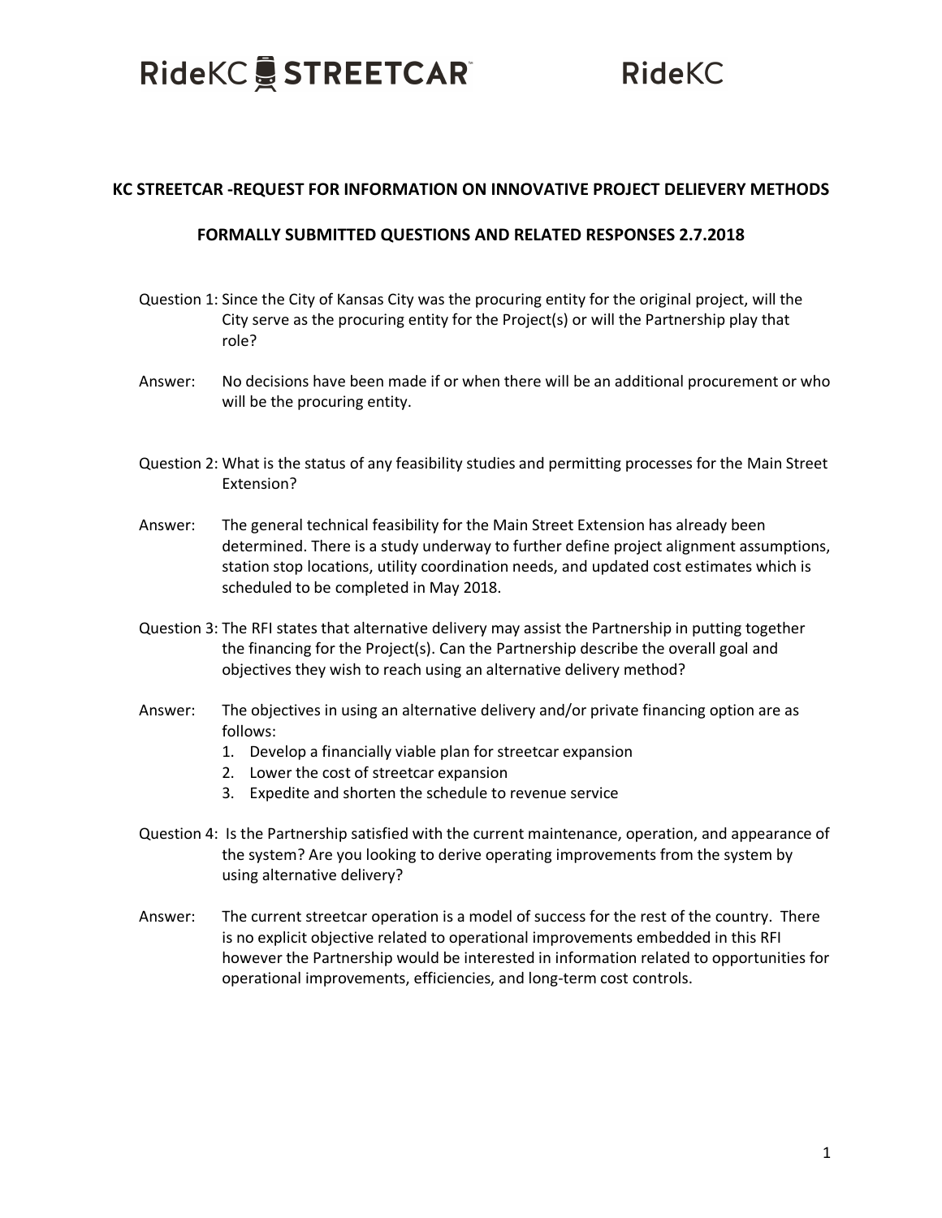RideKC STREETCAR™ RideKC

## KC STREETCAR -REQUEST FOR INFORMATION ON INNOVATIVE PROJECT DELIEVERY METHODS

## FORMALLY SUBMITTED QUESTIONS AND RELATED RESPONSES 2.7.2018

Question 1: Since the City of Kansas City was the procuring entity for the original project, will the City serve as the procuring entity for the Project(s) or will the Partnership play that role?

Answer: No decisions have been made if or when there will be an additional procurement or who will be the procuring entity.

Question 2: What is the status of any feasibility studies and permitting processes for the Main Street Extension?

Answer: The general technical feasibility for the Main Street Extension has already been determined. There is a study underway to further define project alignment assumptions, station stop locations, utility coordination needs, and updated cost estimates which is scheduled to be completed in May 2018.

Question 3: The RFI states that alternative delivery may assist the Partnership in putting together the financing for the Project(s). Can the Partnership describe the overall goal and objectives they wish to reach using an alternative delivery method?

Answer: The objectives in using an alternative delivery and/or private financing option are as follows:

1. Develop a financially viable plan for streetcar expansion
2. Lower the cost of streetcar expansion
3. Expedite and shorten the schedule to revenue service

Question 4: Is the Partnership satisfied with the current maintenance, operation, and appearance of the system? Are you looking to derive operating improvements from the system by using alternative delivery?

Answer: The current streetcar operation is a model of success for the rest of the country. There is no explicit objective related to operational improvements embedded in this RFI however the Partnership would be interested in information related to opportunities for operational improvements, efficiencies, and long-term cost controls.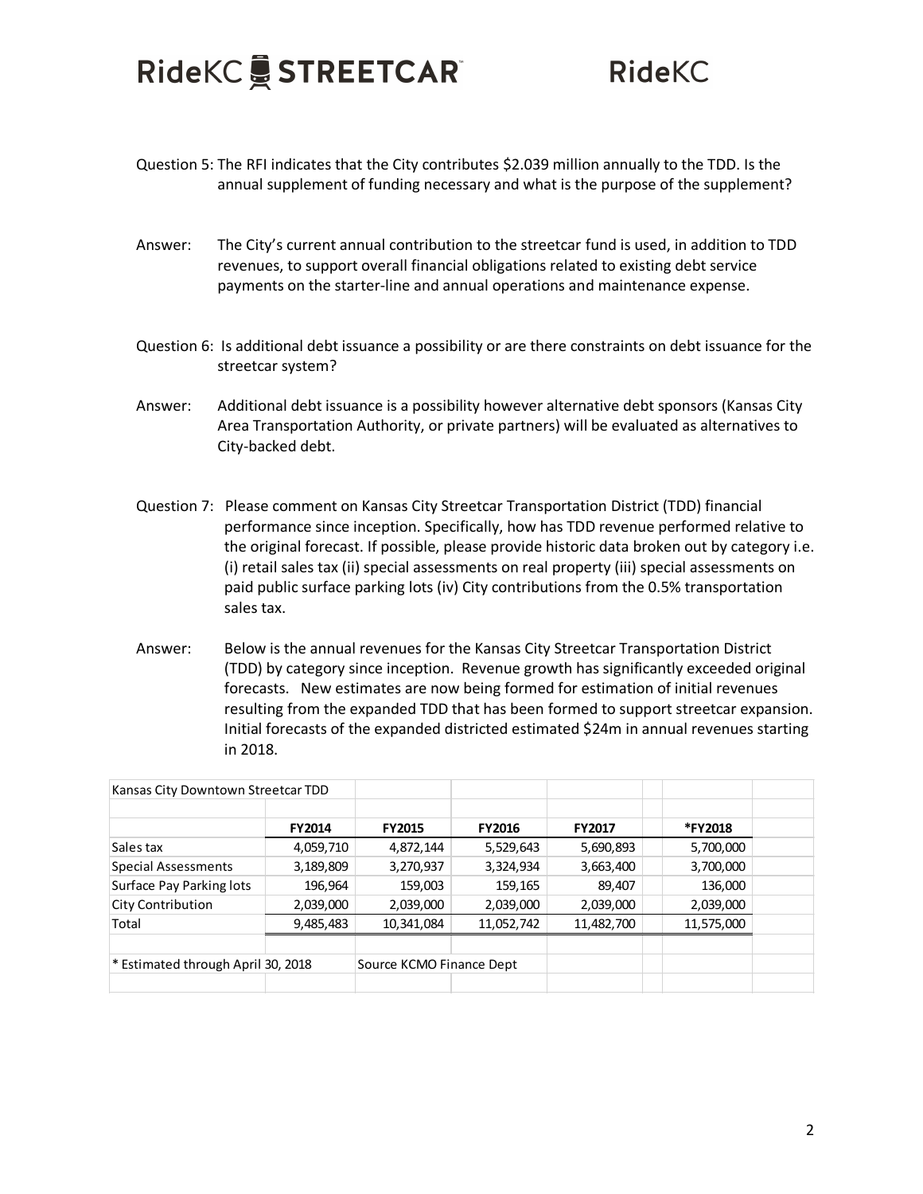Question 5: The RFI indicates that the City contributes $2.039 million annually to the TDD. Is the annual supplement of funding necessary and what is the purpose of the supplement?

Answer: The City's current annual contribution to the streetcar fund is used, in addition to TDD revenues, to support overall financial obligations related to existing debt service payments on the starter-line and annual operations and maintenance expense.

Question 6: Is additional debt issuance a possibility or are there constraints on debt issuance for the streetcar system?

Answer: Additional debt issuance is a possibility however alternative debt sponsors (Kansas City Area Transportation Authority, or private partners) will be evaluated as alternatives to City-backed debt.

Question 7: Please comment on Kansas City Streetcar Transportation District (TDD) financial performance since inception. Specifically, how has TDD revenue performed relative to the original forecast. If possible, please provide historic data broken out by category i.e. (i) retail sales tax (ii) special assessments on real property (iii) special assessments on paid public surface parking lots (iv) City contributions from the 0.5% transportation sales tax.

Answer: Below is the annual revenues for the Kansas City Streetcar Transportation District (TDD) by category since inception. Revenue growth has significantly exceeded original forecasts. New estimates are now being formed for estimation of initial revenues resulting from the expanded TDD that has been formed to support streetcar expansion. Initial forecasts of the expanded districted estimated $24m in annual revenues starting in 2018.

Kansas City Downtown Streetcar TDD

| | FY2014 | FY2015 | FY2016 | FY2017 | *FY2018 |
|---|---|---|---|---|---|
| Sales tax | 4,059,710 | 4,872,144 | 5,529,643 | 5,690,893 | 5,700,000 |
| Special Assessments | 3,189,809 | 3,270,937 | 3,324,934 | 3,663,400 | 3,700,000 |
| Surface Pay Parking lots | 196,964 | 159,003 | 159,165 | 89,407 | 136,000 |
| City Contribution | 2,039,000 | 2,039,000 | 2,039,000 | 2,039,000 | 2,039,000 |
| Total | 9,485,483 | 10,341,084 | 11,052,742 | 11,482,700 | 11,575,000 |

* Estimated through April 30, 2018

Source KCMO Finance Dept